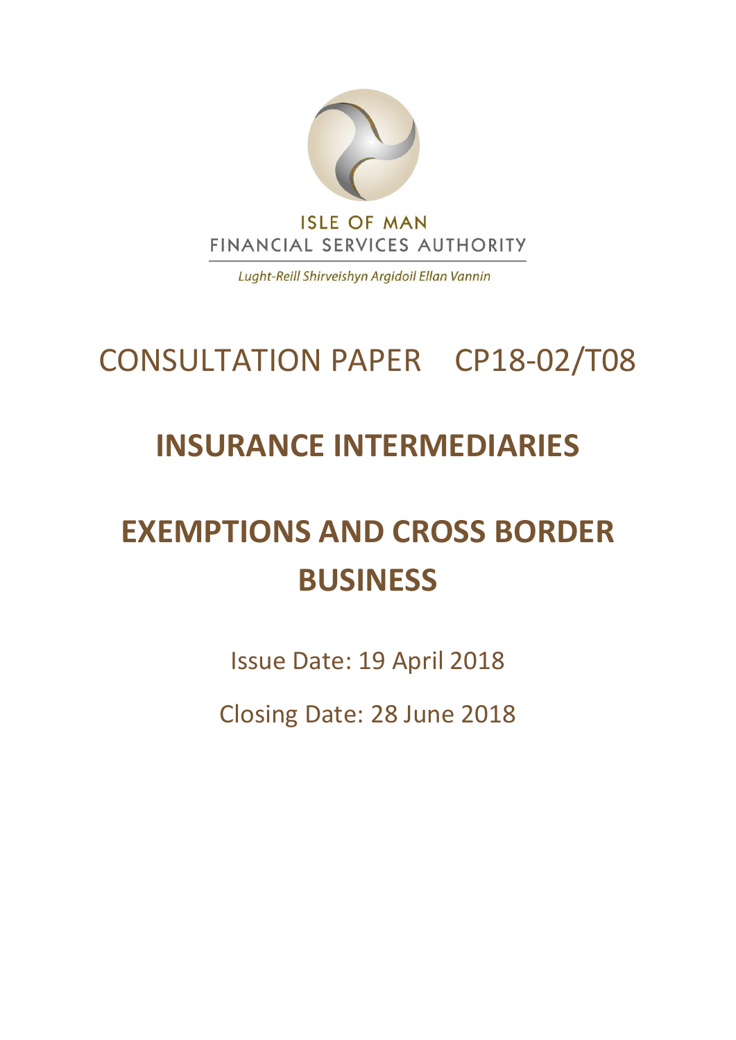ISLE OF MAN
FINANCIAL SERVICES AUTHORITY

*Lught-Reill Shirveishyn Argidoil Ellan Vannin*

# CONSULTATION PAPER CP18-02/T08

# INSURANCE INTERMEDIARIES

# EXEMPTIONS AND CROSS BORDER BUSINESS

Issue Date: 19 April 2018

Closing Date: 28 June 2018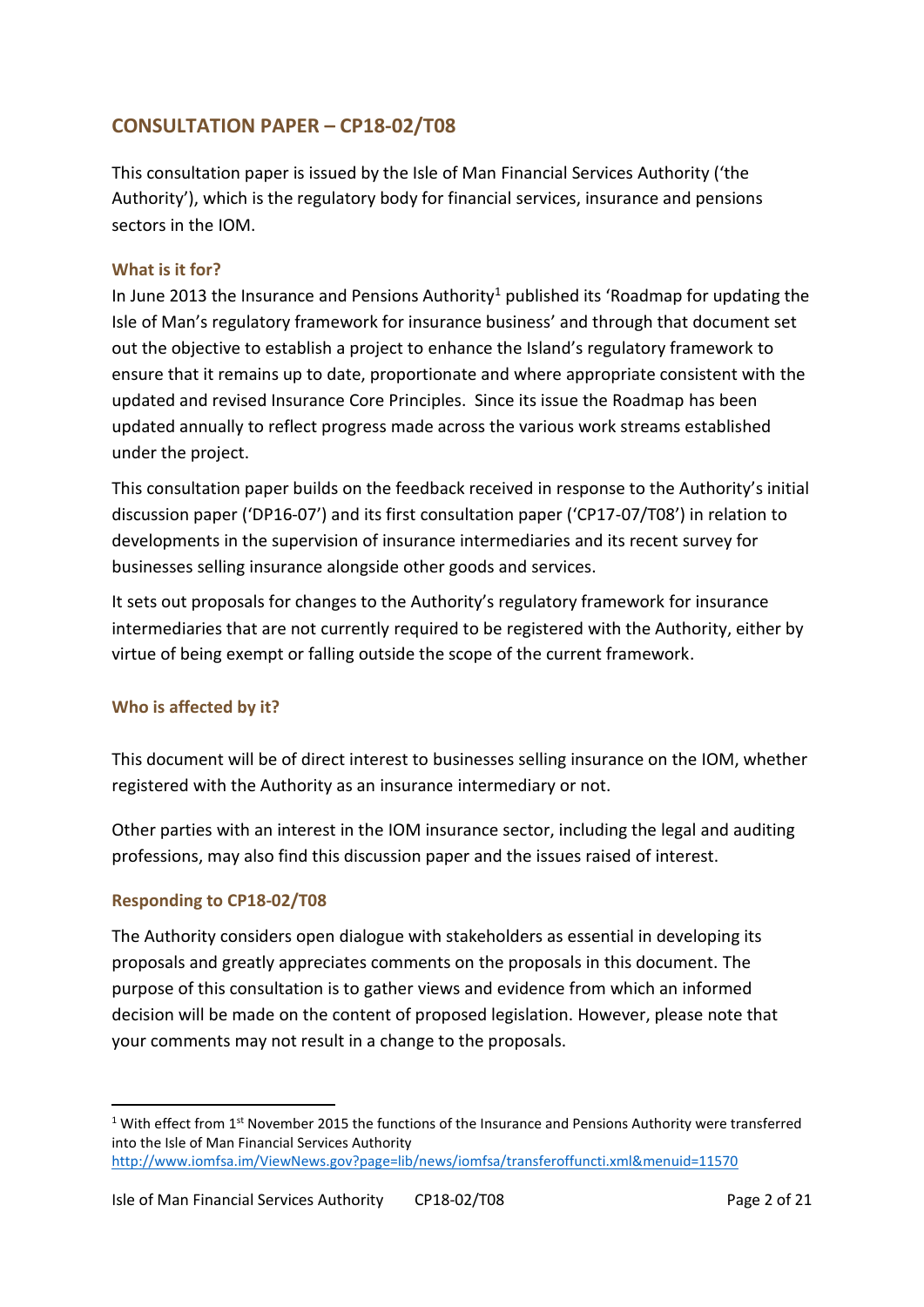## CONSULTATION PAPER – CP18-02/T08

This consultation paper is issued by the Isle of Man Financial Services Authority ('the Authority'), which is the regulatory body for financial services, insurance and pensions sectors in the IOM.

### What is it for?

In June 2013 the Insurance and Pensions Authority[1] published its 'Roadmap for updating the Isle of Man's regulatory framework for insurance business' and through that document set out the objective to establish a project to enhance the Island's regulatory framework to ensure that it remains up to date, proportionate and where appropriate consistent with the updated and revised Insurance Core Principles. Since its issue the Roadmap has been updated annually to reflect progress made across the various work streams established under the project.

This consultation paper builds on the feedback received in response to the Authority's initial discussion paper ('DP16-07') and its first consultation paper ('CP17-07/T08') in relation to developments in the supervision of insurance intermediaries and its recent survey for businesses selling insurance alongside other goods and services.

It sets out proposals for changes to the Authority's regulatory framework for insurance intermediaries that are not currently required to be registered with the Authority, either by virtue of being exempt or falling outside the scope of the current framework.

### Who is affected by it?

This document will be of direct interest to businesses selling insurance on the IOM, whether registered with the Authority as an insurance intermediary or not.

Other parties with an interest in the IOM insurance sector, including the legal and auditing professions, may also find this discussion paper and the issues raised of interest.

### Responding to CP18-02/T08

The Authority considers open dialogue with stakeholders as essential in developing its proposals and greatly appreciates comments on the proposals in this document. The purpose of this consultation is to gather views and evidence from which an informed decision will be made on the content of proposed legislation. However, please note that your comments may not result in a change to the proposals.

---

[1] With effect from 1st November 2015 the functions of the Insurance and Pensions Authority were transferred into the Isle of Man Financial Services Authority http://www.iomfsa.im/ViewNews.gov?page=lib/news/iomfsa/transferoffuncti.xml&menuid=11570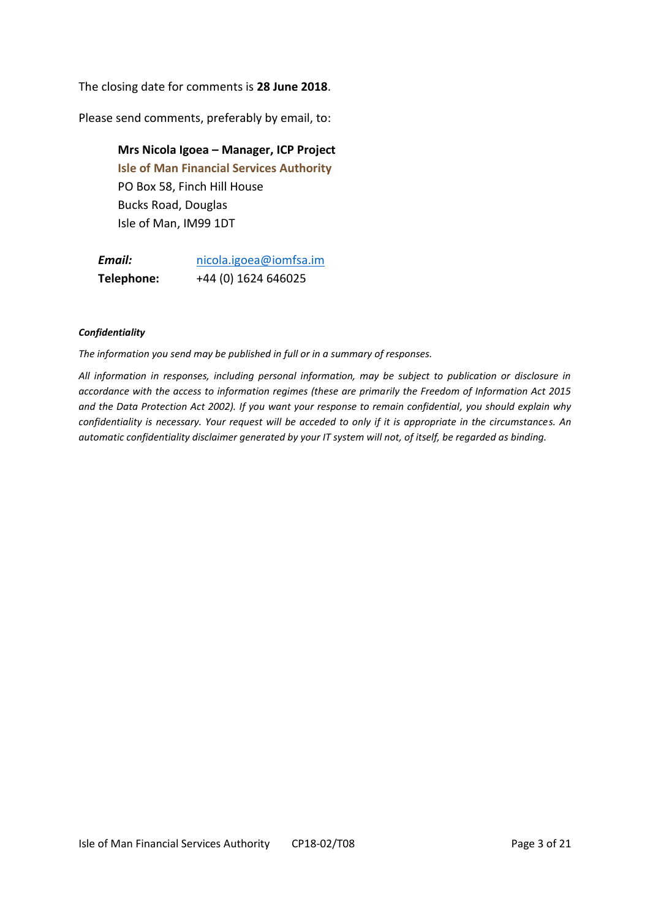The closing date for comments is **28 June 2018**.

Please send comments, preferably by email, to:

> **Mrs Nicola Igoea – Manager, ICP Project**
> **Isle of Man Financial Services Authority**
> PO Box 58, Finch Hill House
> Bucks Road, Douglas
> Isle of Man, IM99 1DT

| | |
|---|---|
| ***Email:*** | nicola.igoea@iomfsa.im |
| **Telephone:** | +44 (0) 1624 646025 |

***Confidentiality***

*The information you send may be published in full or in a summary of responses.*

*All information in responses, including personal information, may be subject to publication or disclosure in accordance with the access to information regimes (these are primarily the Freedom of Information Act 2015 and the Data Protection Act 2002). If you want your response to remain confidential, you should explain why confidentiality is necessary. Your request will be acceded to only if it is appropriate in the circumstances. An automatic confidentiality disclaimer generated by your IT system will not, of itself, be regarded as binding.*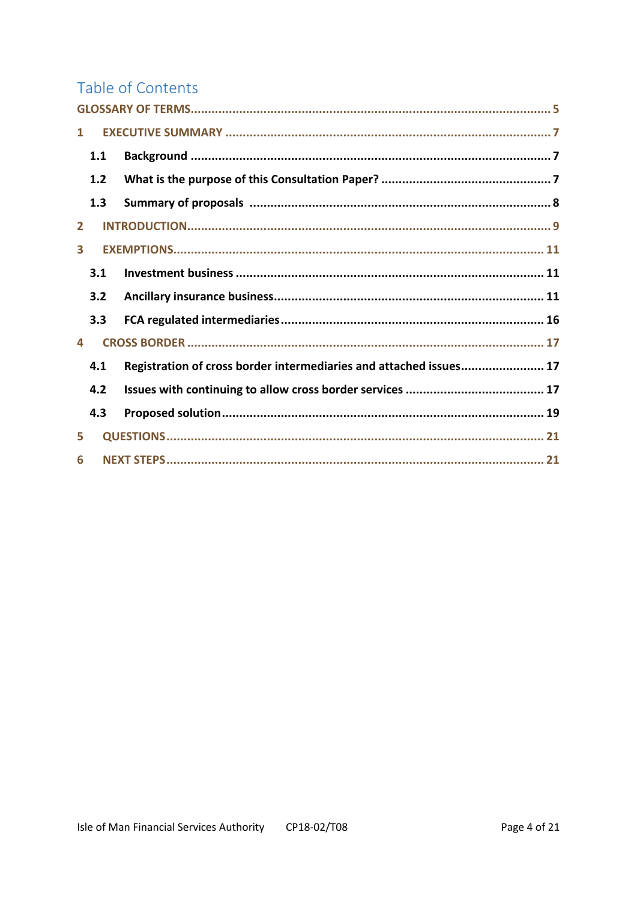# Table of Contents

GLOSSARY OF TERMS ..... 5

1 EXECUTIVE SUMMARY ..... 7

- 1.1 Background ..... 7
- 1.2 What is the purpose of this Consultation Paper? ..... 7
- 1.3 Summary of proposals ..... 8

2 INTRODUCTION ..... 9

3 EXEMPTIONS ..... 11

- 3.1 Investment business ..... 11
- 3.2 Ancillary insurance business ..... 11
- 3.3 FCA regulated intermediaries ..... 16

4 CROSS BORDER ..... 17

- 4.1 Registration of cross border intermediaries and attached issues ..... 17
- 4.2 Issues with continuing to allow cross border services ..... 17
- 4.3 Proposed solution ..... 19

5 QUESTIONS ..... 21

6 NEXT STEPS ..... 21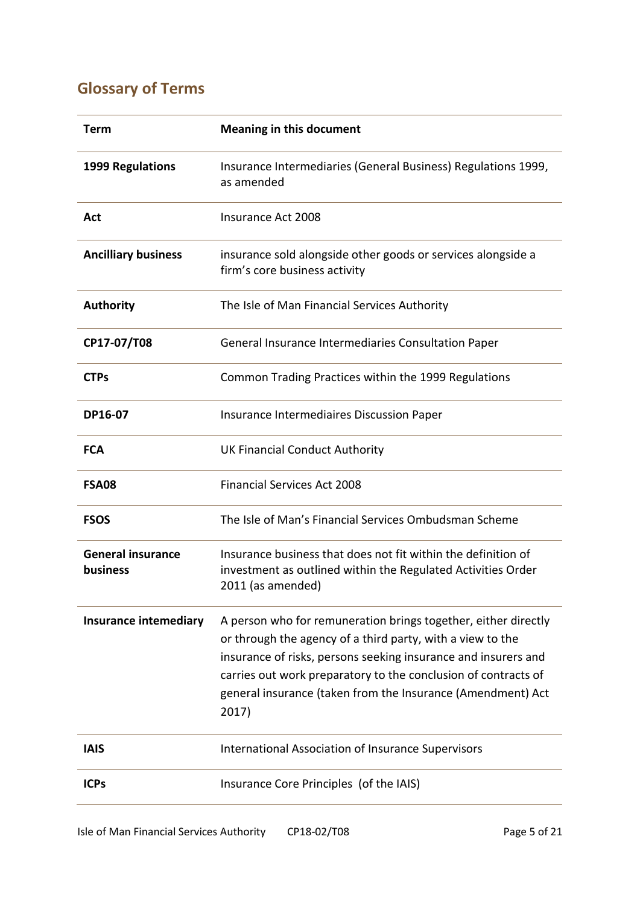## Glossary of Terms

| Term | Meaning in this document |
|---|---|
| **1999 Regulations** | Insurance Intermediaries (General Business) Regulations 1999, as amended |
| **Act** | Insurance Act 2008 |
| **Ancilliary business** | insurance sold alongside other goods or services alongside a firm's core business activity |
| **Authority** | The Isle of Man Financial Services Authority |
| **CP17-07/T08** | General Insurance Intermediaries Consultation Paper |
| **CTPs** | Common Trading Practices within the 1999 Regulations |
| **DP16-07** | Insurance Intermediaires Discussion Paper |
| **FCA** | UK Financial Conduct Authority |
| **FSA08** | Financial Services Act 2008 |
| **FSOS** | The Isle of Man's Financial Services Ombudsman Scheme |
| **General insurance business** | Insurance business that does not fit within the definition of investment as outlined within the Regulated Activities Order 2011 (as amended) |
| **Insurance intemediary** | A person who for remuneration brings together, either directly or through the agency of a third party, with a view to the insurance of risks, persons seeking insurance and insurers and carries out work preparatory to the conclusion of contracts of general insurance (taken from the Insurance (Amendment) Act 2017) |
| **IAIS** | International Association of Insurance Supervisors |
| **ICPs** | Insurance Core Principles (of the IAIS) |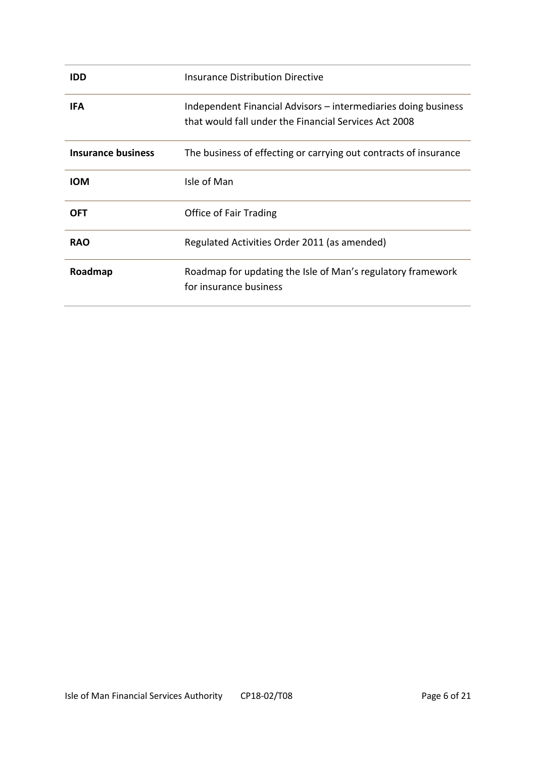| | |
|---|---|
| **IDD** | Insurance Distribution Directive |
| **IFA** | Independent Financial Advisors – intermediaries doing business that would fall under the Financial Services Act 2008 |
| **Insurance business** | The business of effecting or carrying out contracts of insurance |
| **IOM** | Isle of Man |
| **OFT** | Office of Fair Trading |
| **RAO** | Regulated Activities Order 2011 (as amended) |
| **Roadmap** | Roadmap for updating the Isle of Man's regulatory framework for insurance business |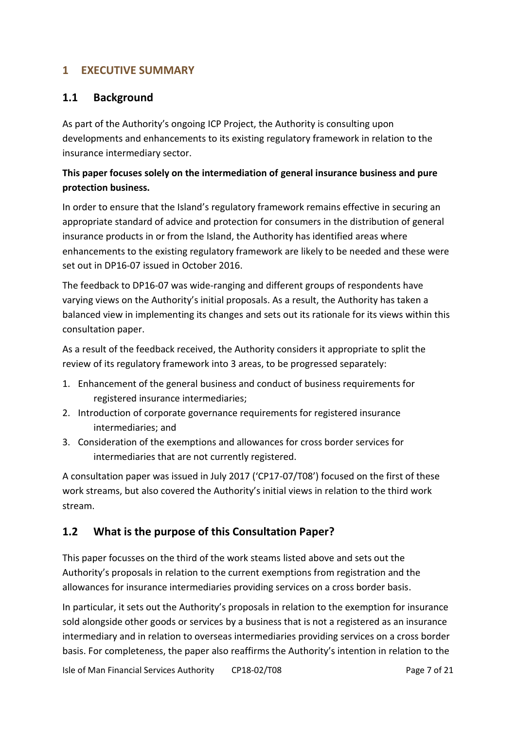## 1 EXECUTIVE SUMMARY

### 1.1 Background

As part of the Authority's ongoing ICP Project, the Authority is consulting upon developments and enhancements to its existing regulatory framework in relation to the insurance intermediary sector.

**This paper focuses solely on the intermediation of general insurance business and pure protection business.**

In order to ensure that the Island's regulatory framework remains effective in securing an appropriate standard of advice and protection for consumers in the distribution of general insurance products in or from the Island, the Authority has identified areas where enhancements to the existing regulatory framework are likely to be needed and these were set out in DP16-07 issued in October 2016.

The feedback to DP16-07 was wide-ranging and different groups of respondents have varying views on the Authority's initial proposals. As a result, the Authority has taken a balanced view in implementing its changes and sets out its rationale for its views within this consultation paper.

As a result of the feedback received, the Authority considers it appropriate to split the review of its regulatory framework into 3 areas, to be progressed separately:

1. Enhancement of the general business and conduct of business requirements for registered insurance intermediaries;
2. Introduction of corporate governance requirements for registered insurance intermediaries; and
3. Consideration of the exemptions and allowances for cross border services for intermediaries that are not currently registered.

A consultation paper was issued in July 2017 ('CP17-07/T08') focused on the first of these work streams, but also covered the Authority's initial views in relation to the third work stream.

### 1.2 What is the purpose of this Consultation Paper?

This paper focusses on the third of the work steams listed above and sets out the Authority's proposals in relation to the current exemptions from registration and the allowances for insurance intermediaries providing services on a cross border basis.

In particular, it sets out the Authority's proposals in relation to the exemption for insurance sold alongside other goods or services by a business that is not a registered as an insurance intermediary and in relation to overseas intermediaries providing services on a cross border basis. For completeness, the paper also reaffirms the Authority's intention in relation to the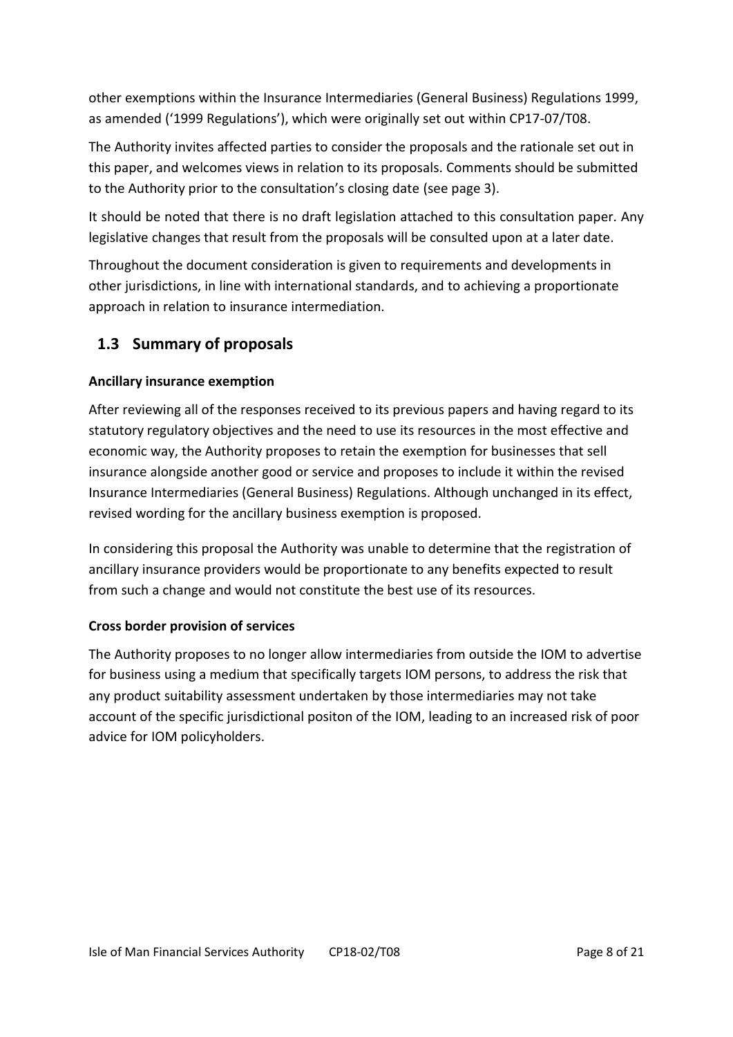other exemptions within the Insurance Intermediaries (General Business) Regulations 1999, as amended ('1999 Regulations'), which were originally set out within CP17-07/T08.

The Authority invites affected parties to consider the proposals and the rationale set out in this paper, and welcomes views in relation to its proposals. Comments should be submitted to the Authority prior to the consultation's closing date (see page 3).

It should be noted that there is no draft legislation attached to this consultation paper. Any legislative changes that result from the proposals will be consulted upon at a later date.

Throughout the document consideration is given to requirements and developments in other jurisdictions, in line with international standards, and to achieving a proportionate approach in relation to insurance intermediation.

## 1.3 Summary of proposals

**Ancillary insurance exemption**

After reviewing all of the responses received to its previous papers and having regard to its statutory regulatory objectives and the need to use its resources in the most effective and economic way, the Authority proposes to retain the exemption for businesses that sell insurance alongside another good or service and proposes to include it within the revised Insurance Intermediaries (General Business) Regulations. Although unchanged in its effect, revised wording for the ancillary business exemption is proposed.

In considering this proposal the Authority was unable to determine that the registration of ancillary insurance providers would be proportionate to any benefits expected to result from such a change and would not constitute the best use of its resources.

**Cross border provision of services**

The Authority proposes to no longer allow intermediaries from outside the IOM to advertise for business using a medium that specifically targets IOM persons, to address the risk that any product suitability assessment undertaken by those intermediaries may not take account of the specific jurisdictional positon of the IOM, leading to an increased risk of poor advice for IOM policyholders.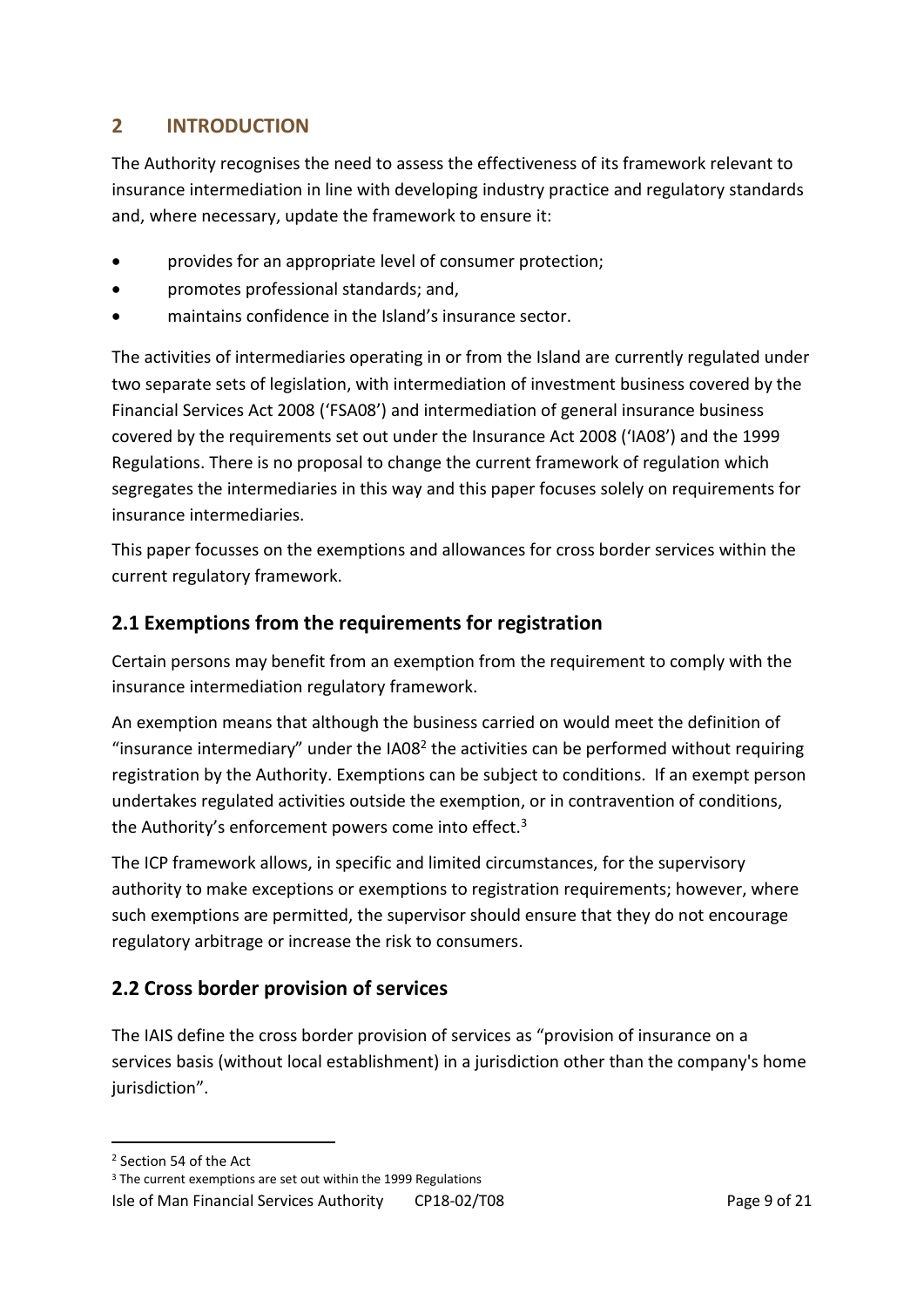## 2 INTRODUCTION

The Authority recognises the need to assess the effectiveness of its framework relevant to insurance intermediation in line with developing industry practice and regulatory standards and, where necessary, update the framework to ensure it:

- provides for an appropriate level of consumer protection;
- promotes professional standards; and,
- maintains confidence in the Island's insurance sector.

The activities of intermediaries operating in or from the Island are currently regulated under two separate sets of legislation, with intermediation of investment business covered by the Financial Services Act 2008 ('FSA08') and intermediation of general insurance business covered by the requirements set out under the Insurance Act 2008 ('IA08') and the 1999 Regulations. There is no proposal to change the current framework of regulation which segregates the intermediaries in this way and this paper focuses solely on requirements for insurance intermediaries.

This paper focusses on the exemptions and allowances for cross border services within the current regulatory framework.

### 2.1 Exemptions from the requirements for registration

Certain persons may benefit from an exemption from the requirement to comply with the insurance intermediation regulatory framework.

An exemption means that although the business carried on would meet the definition of "insurance intermediary" under the IA08[2] the activities can be performed without requiring registration by the Authority. Exemptions can be subject to conditions. If an exempt person undertakes regulated activities outside the exemption, or in contravention of conditions, the Authority's enforcement powers come into effect.[3]

The ICP framework allows, in specific and limited circumstances, for the supervisory authority to make exceptions or exemptions to registration requirements; however, where such exemptions are permitted, the supervisor should ensure that they do not encourage regulatory arbitrage or increase the risk to consumers.

### 2.2 Cross border provision of services

The IAIS define the cross border provision of services as "provision of insurance on a services basis (without local establishment) in a jurisdiction other than the company's home jurisdiction".

---

[2] Section 54 of the Act

[3] The current exemptions are set out within the 1999 Regulations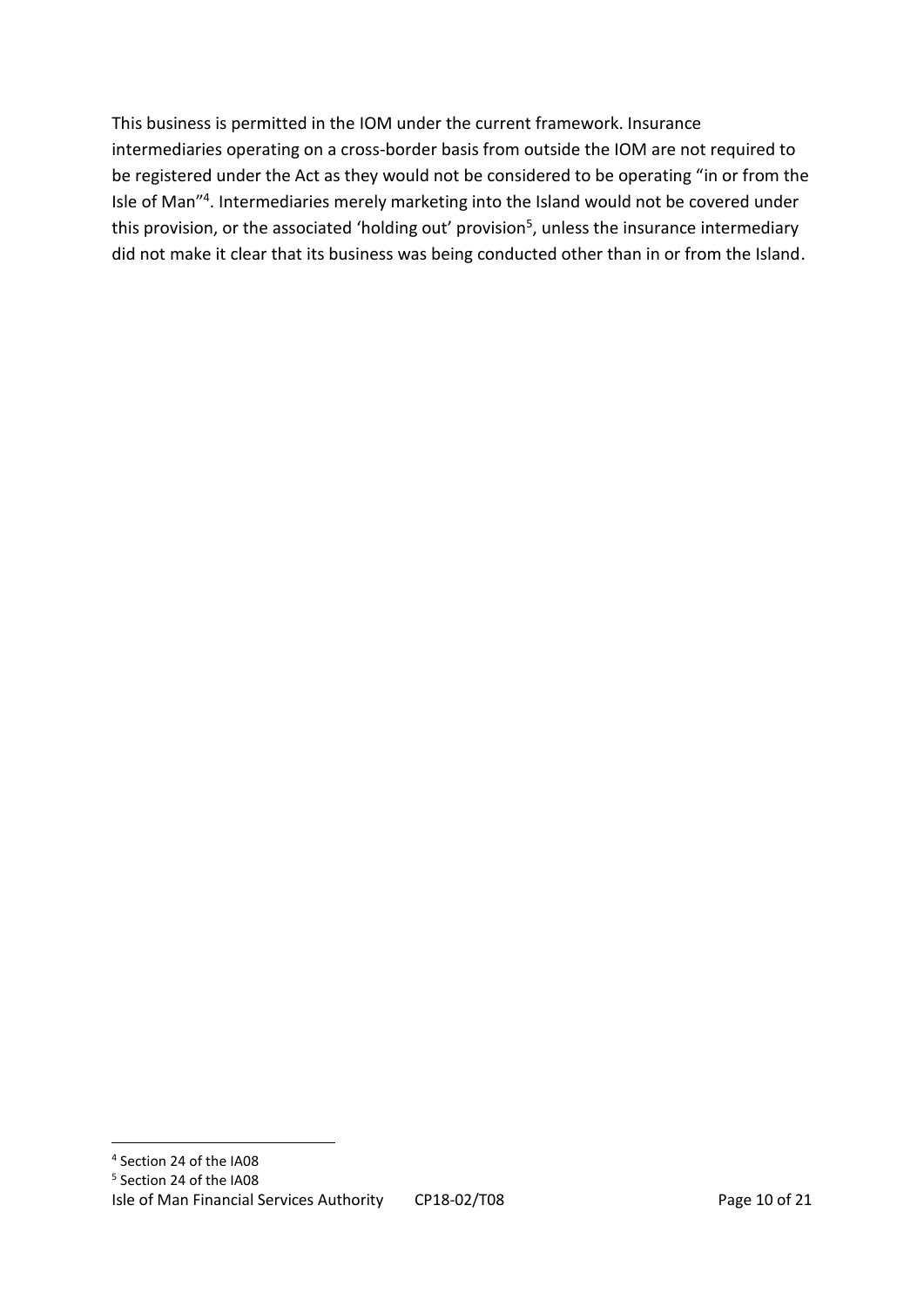This business is permitted in the IOM under the current framework. Insurance intermediaries operating on a cross-border basis from outside the IOM are not required to be registered under the Act as they would not be considered to be operating "in or from the Isle of Man"[4]. Intermediaries merely marketing into the Island would not be covered under this provision, or the associated 'holding out' provision[5], unless the insurance intermediary did not make it clear that its business was being conducted other than in or from the Island.

[4] Section 24 of the IA08

[5] Section 24 of the IA08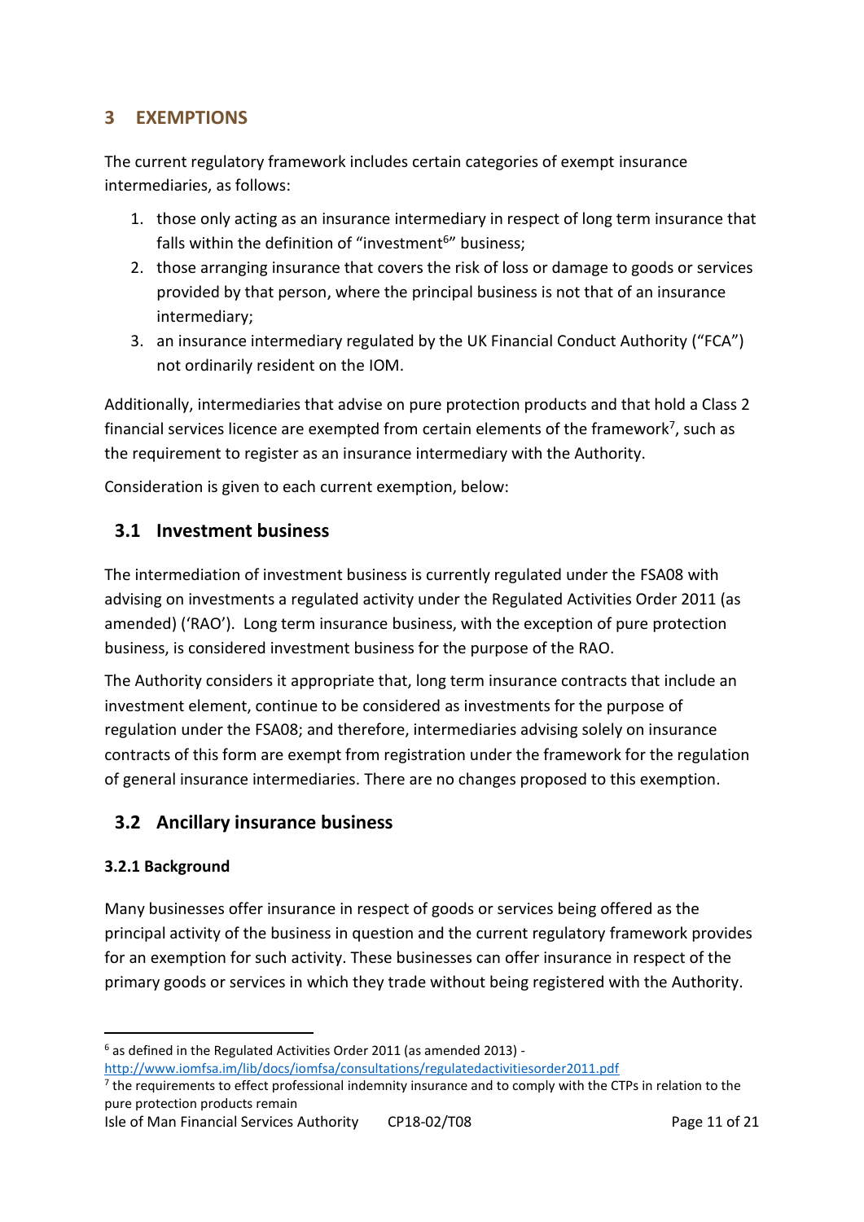## 3 EXEMPTIONS

The current regulatory framework includes certain categories of exempt insurance intermediaries, as follows:

1. those only acting as an insurance intermediary in respect of long term insurance that falls within the definition of "investment[6]" business;
2. those arranging insurance that covers the risk of loss or damage to goods or services provided by that person, where the principal business is not that of an insurance intermediary;
3. an insurance intermediary regulated by the UK Financial Conduct Authority ("FCA") not ordinarily resident on the IOM.

Additionally, intermediaries that advise on pure protection products and that hold a Class 2 financial services licence are exempted from certain elements of the framework[7], such as the requirement to register as an insurance intermediary with the Authority.

Consideration is given to each current exemption, below:

### 3.1 Investment business

The intermediation of investment business is currently regulated under the FSA08 with advising on investments a regulated activity under the Regulated Activities Order 2011 (as amended) ('RAO'). Long term insurance business, with the exception of pure protection business, is considered investment business for the purpose of the RAO.

The Authority considers it appropriate that, long term insurance contracts that include an investment element, continue to be considered as investments for the purpose of regulation under the FSA08; and therefore, intermediaries advising solely on insurance contracts of this form are exempt from registration under the framework for the regulation of general insurance intermediaries. There are no changes proposed to this exemption.

### 3.2 Ancillary insurance business

#### 3.2.1 Background

Many businesses offer insurance in respect of goods or services being offered as the principal activity of the business in question and the current regulatory framework provides for an exemption for such activity. These businesses can offer insurance in respect of the primary goods or services in which they trade without being registered with the Authority.

---

[6] as defined in the Regulated Activities Order 2011 (as amended 2013) - http://www.iomfsa.im/lib/docs/iomfsa/consultations/regulatedactivitiesorder2011.pdf

[7] the requirements to effect professional indemnity insurance and to comply with the CTPs in relation to the pure protection products remain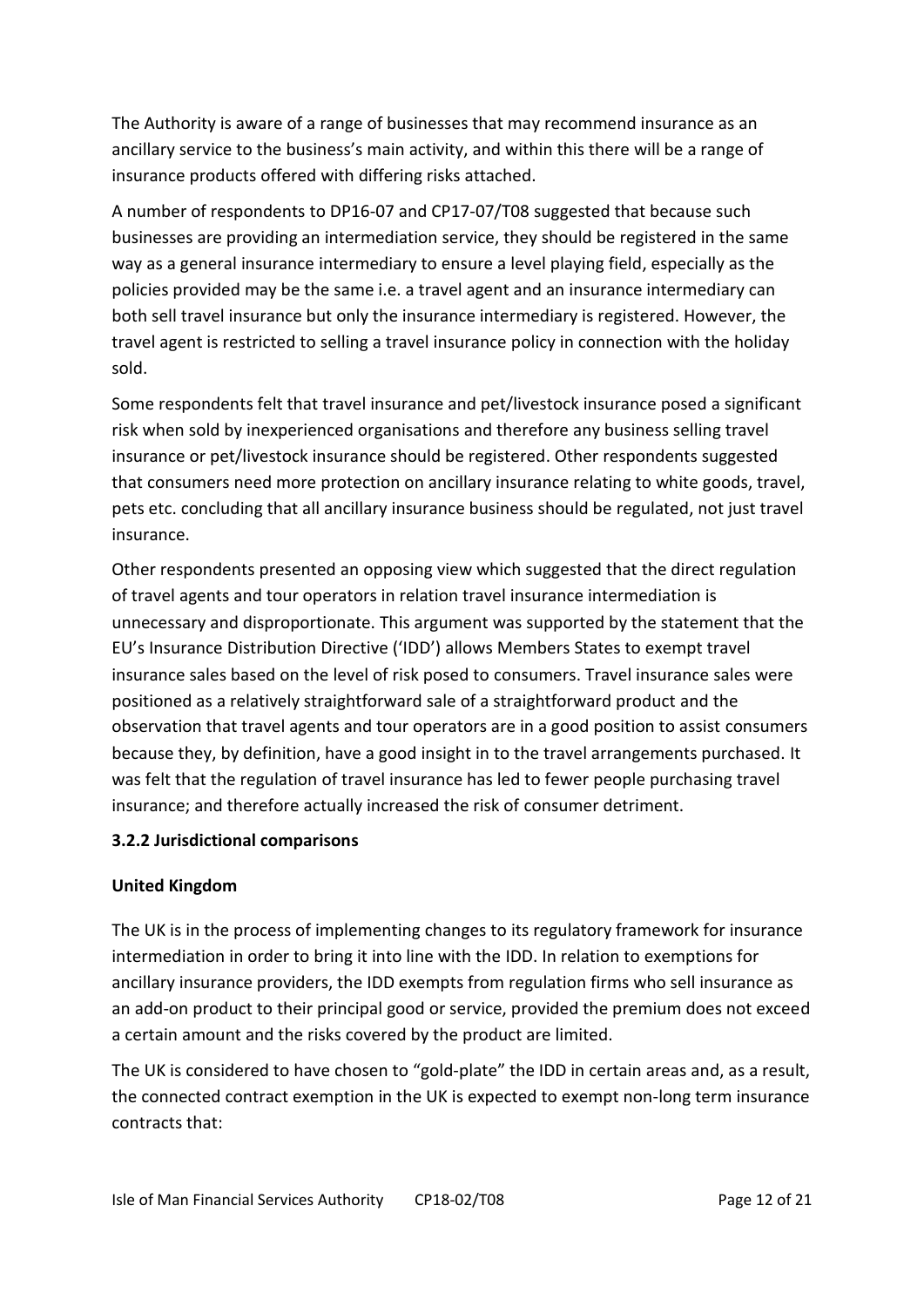The Authority is aware of a range of businesses that may recommend insurance as an ancillary service to the business's main activity, and within this there will be a range of insurance products offered with differing risks attached.

A number of respondents to DP16-07 and CP17-07/T08 suggested that because such businesses are providing an intermediation service, they should be registered in the same way as a general insurance intermediary to ensure a level playing field, especially as the policies provided may be the same i.e. a travel agent and an insurance intermediary can both sell travel insurance but only the insurance intermediary is registered. However, the travel agent is restricted to selling a travel insurance policy in connection with the holiday sold.

Some respondents felt that travel insurance and pet/livestock insurance posed a significant risk when sold by inexperienced organisations and therefore any business selling travel insurance or pet/livestock insurance should be registered. Other respondents suggested that consumers need more protection on ancillary insurance relating to white goods, travel, pets etc. concluding that all ancillary insurance business should be regulated, not just travel insurance.

Other respondents presented an opposing view which suggested that the direct regulation of travel agents and tour operators in relation travel insurance intermediation is unnecessary and disproportionate. This argument was supported by the statement that the EU's Insurance Distribution Directive ('IDD') allows Members States to exempt travel insurance sales based on the level of risk posed to consumers. Travel insurance sales were positioned as a relatively straightforward sale of a straightforward product and the observation that travel agents and tour operators are in a good position to assist consumers because they, by definition, have a good insight in to the travel arrangements purchased. It was felt that the regulation of travel insurance has led to fewer people purchasing travel insurance; and therefore actually increased the risk of consumer detriment.

### 3.2.2 Jurisdictional comparisons

**United Kingdom**

The UK is in the process of implementing changes to its regulatory framework for insurance intermediation in order to bring it into line with the IDD. In relation to exemptions for ancillary insurance providers, the IDD exempts from regulation firms who sell insurance as an add-on product to their principal good or service, provided the premium does not exceed a certain amount and the risks covered by the product are limited.

The UK is considered to have chosen to "gold-plate" the IDD in certain areas and, as a result, the connected contract exemption in the UK is expected to exempt non-long term insurance contracts that: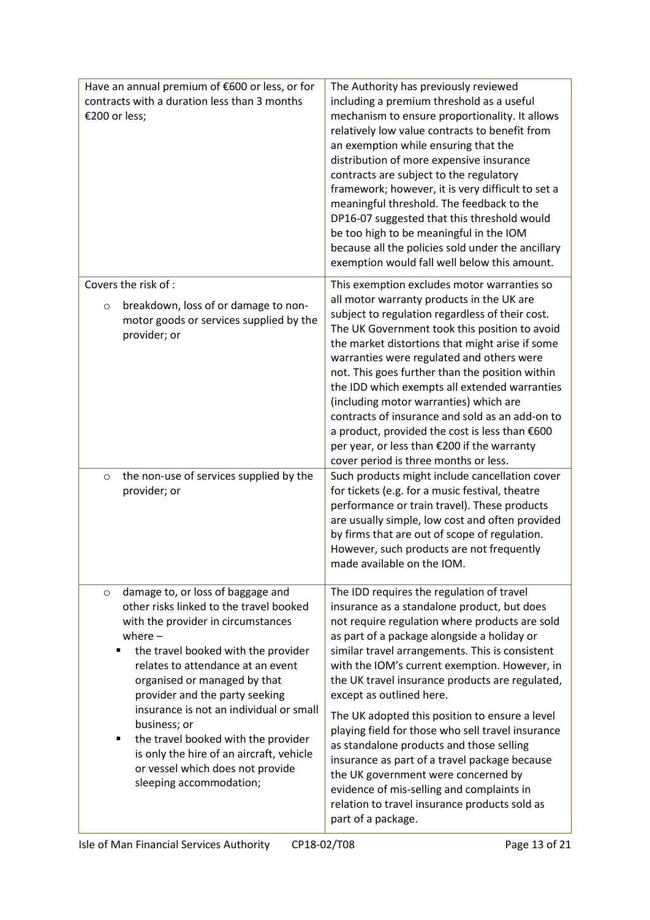| | |
|---|---|
| Have an annual premium of €600 or less, or for contracts with a duration less than 3 months €200 or less; | The Authority has previously reviewed including a premium threshold as a useful mechanism to ensure proportionality. It allows relatively low value contracts to benefit from an exemption while ensuring that the distribution of more expensive insurance contracts are subject to the regulatory framework; however, it is very difficult to set a meaningful threshold. The feedback to the DP16-07 suggested that this threshold would be too high to be meaningful in the IOM because all the policies sold under the ancillary exemption would fall well below this amount. |
| Covers the risk of :<br><br>○ breakdown, loss of or damage to non-motor goods or services supplied by the provider; or | This exemption excludes motor warranties so all motor warranty products in the UK are subject to regulation regardless of their cost. The UK Government took this position to avoid the market distortions that might arise if some warranties were regulated and others were not. This goes further than the position within the IDD which exempts all extended warranties (including motor warranties) which are contracts of insurance and sold as an add-on to a product, provided the cost is less than €600 per year, or less than €200 if the warranty cover period is three months or less. |
| ○ the non-use of services supplied by the provider; or | Such products might include cancellation cover for tickets (e.g. for a music festival, theatre performance or train travel). These products are usually simple, low cost and often provided by firms that are out of scope of regulation. However, such products are not frequently made available on the IOM. |
| ○ damage to, or loss of baggage and other risks linked to the travel booked with the provider in circumstances where –<br>▪ the travel booked with the provider relates to attendance at an event organised or managed by that provider and the party seeking insurance is not an individual or small business; or<br>▪ the travel booked with the provider is only the hire of an aircraft, vehicle or vessel which does not provide sleeping accommodation; | The IDD requires the regulation of travel insurance as a standalone product, but does not require regulation where products are sold as part of a package alongside a holiday or similar travel arrangements. This is consistent with the IOM's current exemption. However, in the UK travel insurance products are regulated, except as outlined here.<br><br>The UK adopted this position to ensure a level playing field for those who sell travel insurance as standalone products and those selling insurance as part of a travel package because the UK government were concerned by evidence of mis-selling and complaints in relation to travel insurance products sold as part of a package. |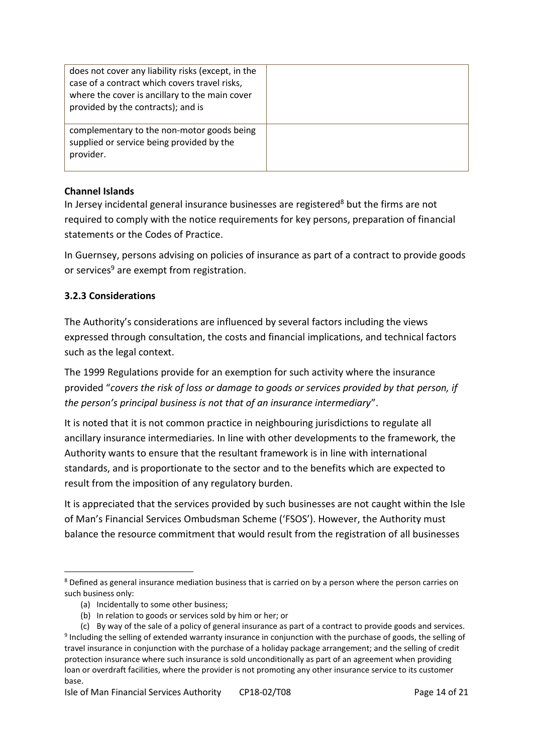| | |
|---|---|
| does not cover any liability risks (except, in the case of a contract which covers travel risks, where the cover is ancillary to the main cover provided by the contracts); and is | |
| complementary to the non-motor goods being supplied or service being provided by the provider. | |

**Channel Islands**

In Jersey incidental general insurance businesses are registered[8] but the firms are not required to comply with the notice requirements for key persons, preparation of financial statements or the Codes of Practice.

In Guernsey, persons advising on policies of insurance as part of a contract to provide goods or services[9] are exempt from registration.

### 3.2.3 Considerations

The Authority's considerations are influenced by several factors including the views expressed through consultation, the costs and financial implications, and technical factors such as the legal context.

The 1999 Regulations provide for an exemption for such activity where the insurance provided "*covers the risk of loss or damage to goods or services provided by that person, if the person's principal business is not that of an insurance intermediary*".

It is noted that it is not common practice in neighbouring jurisdictions to regulate all ancillary insurance intermediaries. In line with other developments to the framework, the Authority wants to ensure that the resultant framework is in line with international standards, and is proportionate to the sector and to the benefits which are expected to result from the imposition of any regulatory burden.

It is appreciated that the services provided by such businesses are not caught within the Isle of Man's Financial Services Ombudsman Scheme ('FSOS'). However, the Authority must balance the resource commitment that would result from the registration of all businesses

---

[8] Defined as general insurance mediation business that is carried on by a person where the person carries on such business only:

(a) Incidentally to some other business;
(b) In relation to goods or services sold by him or her; or
(c) By way of the sale of a policy of general insurance as part of a contract to provide goods and services.

[9] Including the selling of extended warranty insurance in conjunction with the purchase of goods, the selling of travel insurance in conjunction with the purchase of a holiday package arrangement; and the selling of credit protection insurance where such insurance is sold unconditionally as part of an agreement when providing loan or overdraft facilities, where the provider is not promoting any other insurance service to its customer base.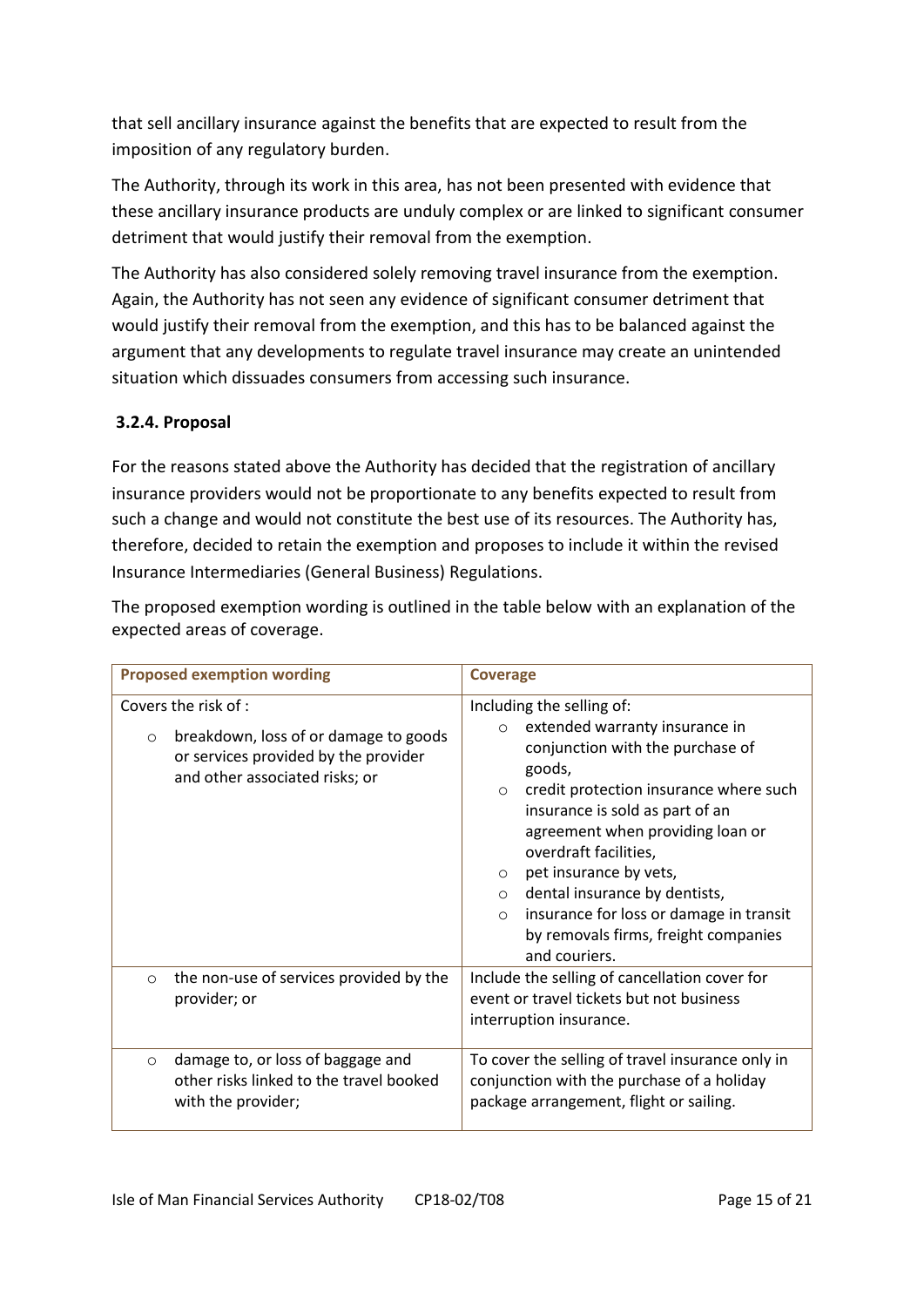that sell ancillary insurance against the benefits that are expected to result from the imposition of any regulatory burden.

The Authority, through its work in this area, has not been presented with evidence that these ancillary insurance products are unduly complex or are linked to significant consumer detriment that would justify their removal from the exemption.

The Authority has also considered solely removing travel insurance from the exemption. Again, the Authority has not seen any evidence of significant consumer detriment that would justify their removal from the exemption, and this has to be balanced against the argument that any developments to regulate travel insurance may create an unintended situation which dissuades consumers from accessing such insurance.

### 3.2.4. Proposal

For the reasons stated above the Authority has decided that the registration of ancillary insurance providers would not be proportionate to any benefits expected to result from such a change and would not constitute the best use of its resources. The Authority has, therefore, decided to retain the exemption and proposes to include it within the revised Insurance Intermediaries (General Business) Regulations.

The proposed exemption wording is outlined in the table below with an explanation of the expected areas of coverage.

| Proposed exemption wording | Coverage |
|---|---|
| Covers the risk of :<br>◦ breakdown, loss of or damage to goods or services provided by the provider and other associated risks; or | Including the selling of:<br>◦ extended warranty insurance in conjunction with the purchase of goods,<br>◦ credit protection insurance where such insurance is sold as part of an agreement when providing loan or overdraft facilities,<br>◦ pet insurance by vets,<br>◦ dental insurance by dentists,<br>◦ insurance for loss or damage in transit by removals firms, freight companies and couriers. |
| ◦ the non-use of services provided by the provider; or | Include the selling of cancellation cover for event or travel tickets but not business interruption insurance. |
| ◦ damage to, or loss of baggage and other risks linked to the travel booked with the provider; | To cover the selling of travel insurance only in conjunction with the purchase of a holiday package arrangement, flight or sailing. |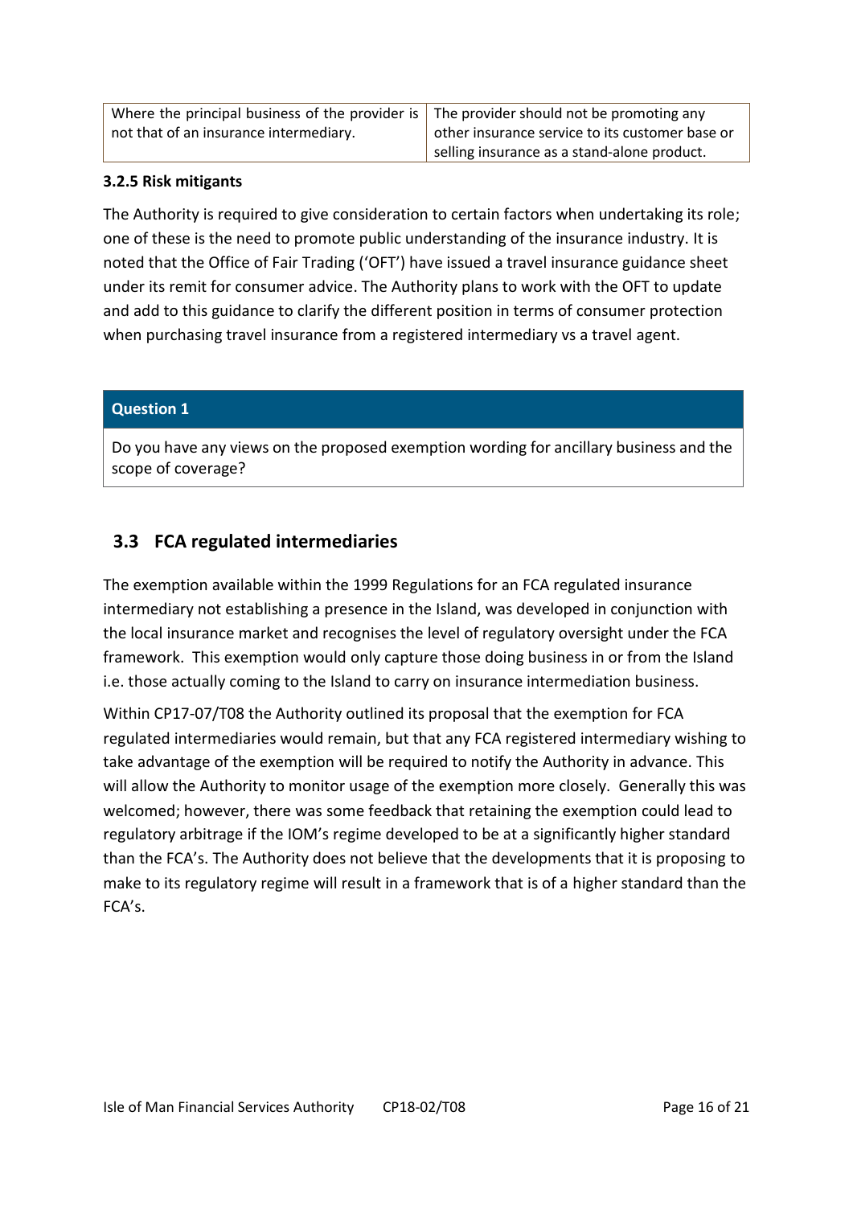| Where the principal business of the provider is not that of an insurance intermediary. | The provider should not be promoting any other insurance service to its customer base or selling insurance as a stand-alone product. |
|---|---|

#### 3.2.5 Risk mitigants

The Authority is required to give consideration to certain factors when undertaking its role; one of these is the need to promote public understanding of the insurance industry. It is noted that the Office of Fair Trading ('OFT') have issued a travel insurance guidance sheet under its remit for consumer advice. The Authority plans to work with the OFT to update and add to this guidance to clarify the different position in terms of consumer protection when purchasing travel insurance from a registered intermediary vs a travel agent.

| **Question 1** |
|---|
| Do you have any views on the proposed exemption wording for ancillary business and the scope of coverage? |

## 3.3 FCA regulated intermediaries

The exemption available within the 1999 Regulations for an FCA regulated insurance intermediary not establishing a presence in the Island, was developed in conjunction with the local insurance market and recognises the level of regulatory oversight under the FCA framework. This exemption would only capture those doing business in or from the Island i.e. those actually coming to the Island to carry on insurance intermediation business.

Within CP17-07/T08 the Authority outlined its proposal that the exemption for FCA regulated intermediaries would remain, but that any FCA registered intermediary wishing to take advantage of the exemption will be required to notify the Authority in advance. This will allow the Authority to monitor usage of the exemption more closely. Generally this was welcomed; however, there was some feedback that retaining the exemption could lead to regulatory arbitrage if the IOM's regime developed to be at a significantly higher standard than the FCA's. The Authority does not believe that the developments that it is proposing to make to its regulatory regime will result in a framework that is of a higher standard than the FCA's.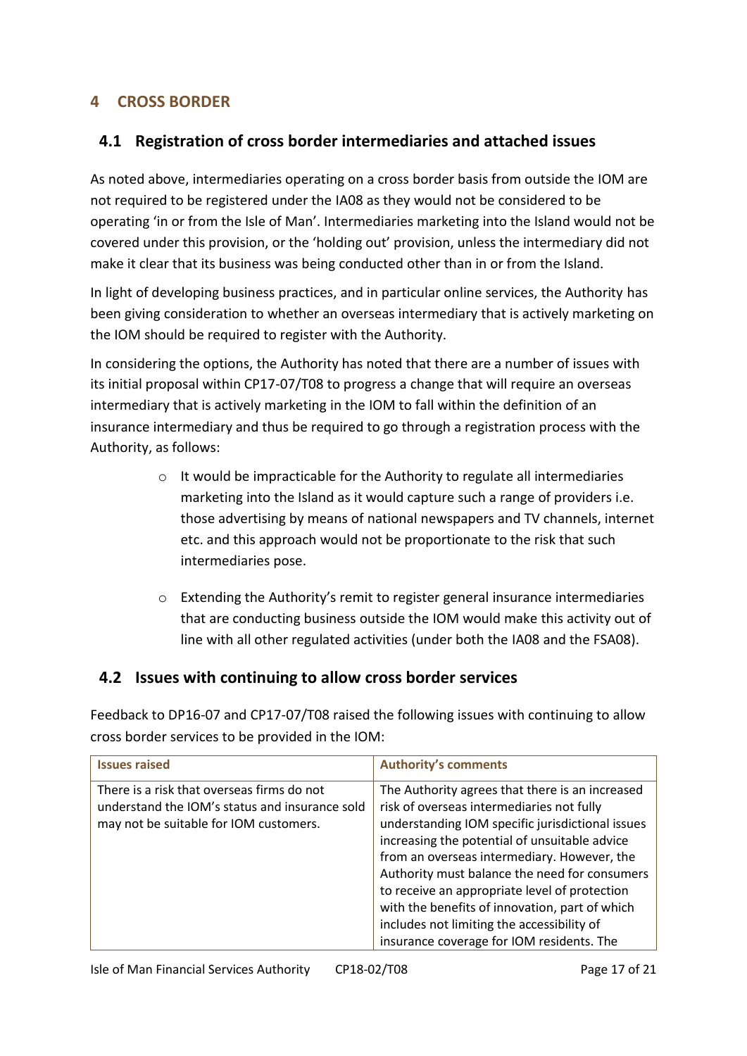# 4 CROSS BORDER

## 4.1 Registration of cross border intermediaries and attached issues

As noted above, intermediaries operating on a cross border basis from outside the IOM are not required to be registered under the IA08 as they would not be considered to be operating 'in or from the Isle of Man'. Intermediaries marketing into the Island would not be covered under this provision, or the 'holding out' provision, unless the intermediary did not make it clear that its business was being conducted other than in or from the Island.

In light of developing business practices, and in particular online services, the Authority has been giving consideration to whether an overseas intermediary that is actively marketing on the IOM should be required to register with the Authority.

In considering the options, the Authority has noted that there are a number of issues with its initial proposal within CP17-07/T08 to progress a change that will require an overseas intermediary that is actively marketing in the IOM to fall within the definition of an insurance intermediary and thus be required to go through a registration process with the Authority, as follows:

- It would be impracticable for the Authority to regulate all intermediaries marketing into the Island as it would capture such a range of providers i.e. those advertising by means of national newspapers and TV channels, internet etc. and this approach would not be proportionate to the risk that such intermediaries pose.
- Extending the Authority's remit to register general insurance intermediaries that are conducting business outside the IOM would make this activity out of line with all other regulated activities (under both the IA08 and the FSA08).

## 4.2 Issues with continuing to allow cross border services

Feedback to DP16-07 and CP17-07/T08 raised the following issues with continuing to allow cross border services to be provided in the IOM:

| Issues raised | Authority's comments |
| --- | --- |
| There is a risk that overseas firms do not understand the IOM's status and insurance sold may not be suitable for IOM customers. | The Authority agrees that there is an increased risk of overseas intermediaries not fully understanding IOM specific jurisdictional issues increasing the potential of unsuitable advice from an overseas intermediary. However, the Authority must balance the need for consumers to receive an appropriate level of protection with the benefits of innovation, part of which includes not limiting the accessibility of insurance coverage for IOM residents. The |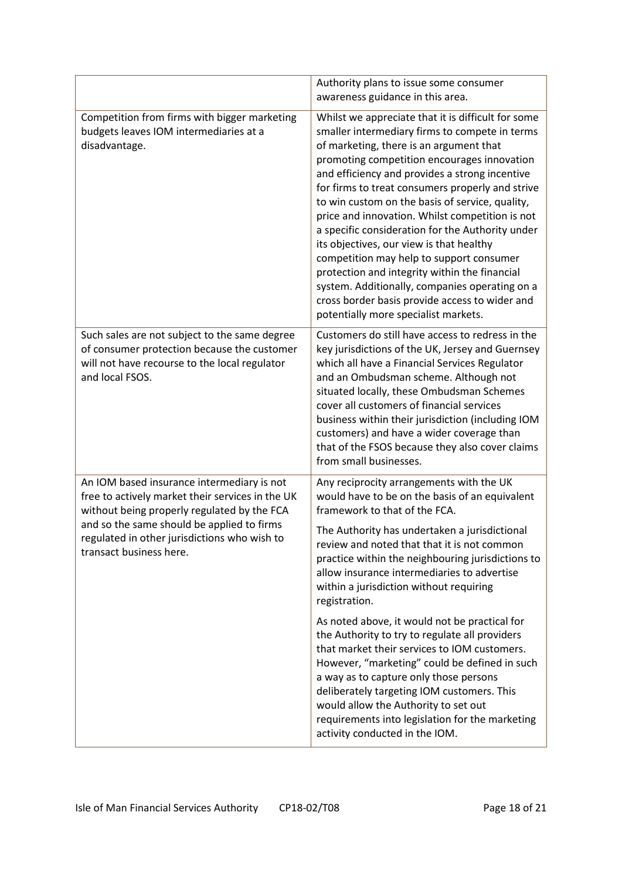| | |
|---|---|
| | Authority plans to issue some consumer awareness guidance in this area. |
| Competition from firms with bigger marketing budgets leaves IOM intermediaries at a disadvantage. | Whilst we appreciate that it is difficult for some smaller intermediary firms to compete in terms of marketing, there is an argument that promoting competition encourages innovation and efficiency and provides a strong incentive for firms to treat consumers properly and strive to win custom on the basis of service, quality, price and innovation. Whilst competition is not a specific consideration for the Authority under its objectives, our view is that healthy competition may help to support consumer protection and integrity within the financial system. Additionally, companies operating on a cross border basis provide access to wider and potentially more specialist markets. |
| Such sales are not subject to the same degree of consumer protection because the customer will not have recourse to the local regulator and local FSOS. | Customers do still have access to redress in the key jurisdictions of the UK, Jersey and Guernsey which all have a Financial Services Regulator and an Ombudsman scheme. Although not situated locally, these Ombudsman Schemes cover all customers of financial services business within their jurisdiction (including IOM customers) and have a wider coverage than that of the FSOS because they also cover claims from small businesses. |
| An IOM based insurance intermediary is not free to actively market their services in the UK without being properly regulated by the FCA and so the same should be applied to firms regulated in other jurisdictions who wish to transact business here. | Any reciprocity arrangements with the UK would have to be on the basis of an equivalent framework to that of the FCA.<br><br>The Authority has undertaken a jurisdictional review and noted that that it is not common practice within the neighbouring jurisdictions to allow insurance intermediaries to advertise within a jurisdiction without requiring registration.<br><br>As noted above, it would not be practical for the Authority to try to regulate all providers that market their services to IOM customers. However, "marketing" could be defined in such a way as to capture only those persons deliberately targeting IOM customers. This would allow the Authority to set out requirements into legislation for the marketing activity conducted in the IOM. |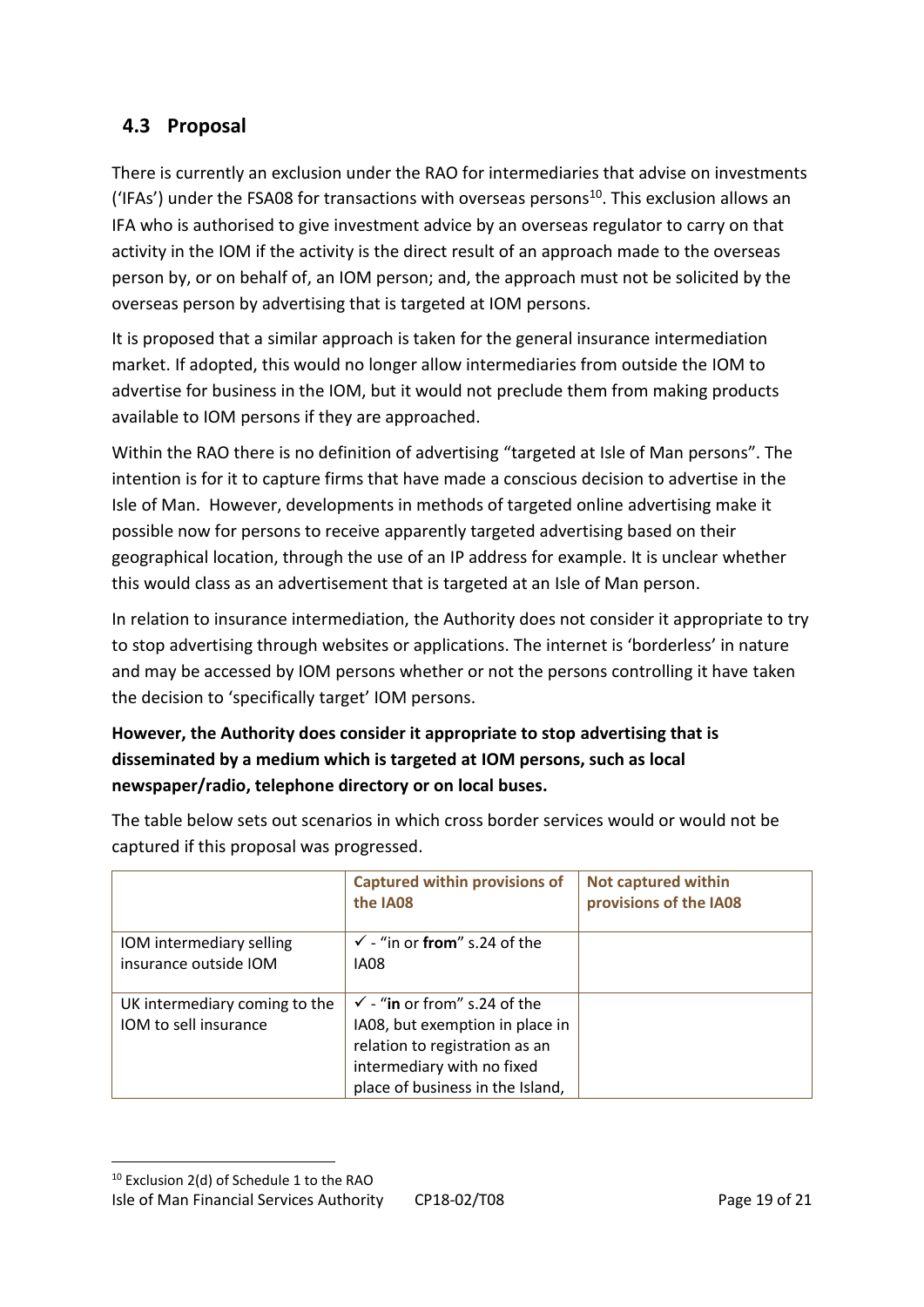## 4.3 Proposal

There is currently an exclusion under the RAO for intermediaries that advise on investments ('IFAs') under the FSA08 for transactions with overseas persons[10]. This exclusion allows an IFA who is authorised to give investment advice by an overseas regulator to carry on that activity in the IOM if the activity is the direct result of an approach made to the overseas person by, or on behalf of, an IOM person; and, the approach must not be solicited by the overseas person by advertising that is targeted at IOM persons.

It is proposed that a similar approach is taken for the general insurance intermediation market. If adopted, this would no longer allow intermediaries from outside the IOM to advertise for business in the IOM, but it would not preclude them from making products available to IOM persons if they are approached.

Within the RAO there is no definition of advertising "targeted at Isle of Man persons". The intention is for it to capture firms that have made a conscious decision to advertise in the Isle of Man. However, developments in methods of targeted online advertising make it possible now for persons to receive apparently targeted advertising based on their geographical location, through the use of an IP address for example. It is unclear whether this would class as an advertisement that is targeted at an Isle of Man person.

In relation to insurance intermediation, the Authority does not consider it appropriate to try to stop advertising through websites or applications. The internet is 'borderless' in nature and may be accessed by IOM persons whether or not the persons controlling it have taken the decision to 'specifically target' IOM persons.

**However, the Authority does consider it appropriate to stop advertising that is disseminated by a medium which is targeted at IOM persons, such as local newspaper/radio, telephone directory or on local buses.**

The table below sets out scenarios in which cross border services would or would not be captured if this proposal was progressed.

| | Captured within provisions of the IA08 | Not captured within provisions of the IA08 |
|---|---|---|
| IOM intermediary selling insurance outside IOM | ✓ - "in or **from**" s.24 of the IA08 | |
| UK intermediary coming to the IOM to sell insurance | ✓ - "**in** or from" s.24 of the IA08, but exemption in place in relation to registration as an intermediary with no fixed place of business in the Island, | |

[10] Exclusion 2(d) of Schedule 1 to the RAO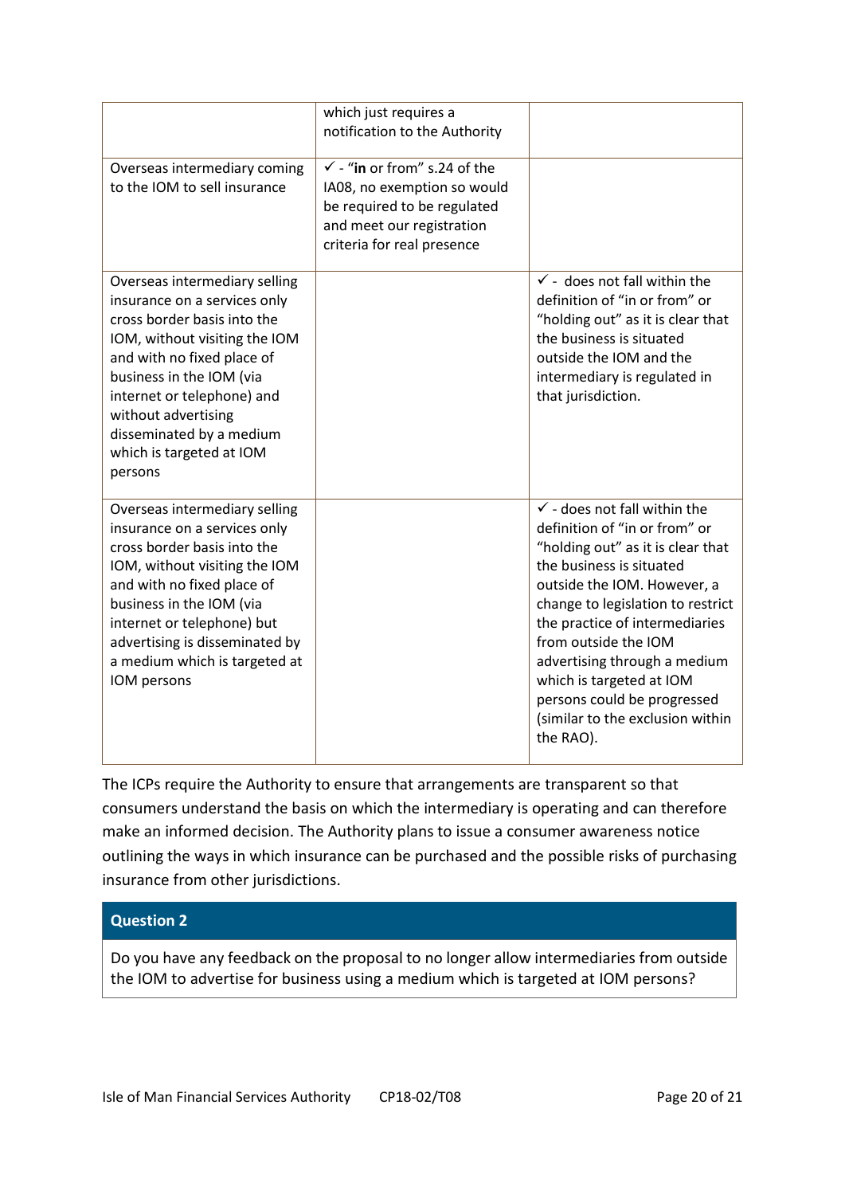| | | |
|---|---|---|
| | which just requires a notification to the Authority | |
| Overseas intermediary coming to the IOM to sell insurance | ✓ - "**in** or from" s.24 of the IA08, no exemption so would be required to be regulated and meet our registration criteria for real presence | |
| Overseas intermediary selling insurance on a services only cross border basis into the IOM, without visiting the IOM and with no fixed place of business in the IOM (via internet or telephone) and without advertising disseminated by a medium which is targeted at IOM persons | | ✓ - does not fall within the definition of "in or from" or "holding out" as it is clear that the business is situated outside the IOM and the intermediary is regulated in that jurisdiction. |
| Overseas intermediary selling insurance on a services only cross border basis into the IOM, without visiting the IOM and with no fixed place of business in the IOM (via internet or telephone) but advertising is disseminated by a medium which is targeted at IOM persons | | ✓ - does not fall within the definition of "in or from" or "holding out" as it is clear that the business is situated outside the IOM. However, a change to legislation to restrict the practice of intermediaries from outside the IOM advertising through a medium which is targeted at IOM persons could be progressed (similar to the exclusion within the RAO). |

The ICPs require the Authority to ensure that arrangements are transparent so that consumers understand the basis on which the intermediary is operating and can therefore make an informed decision. The Authority plans to issue a consumer awareness notice outlining the ways in which insurance can be purchased and the possible risks of purchasing insurance from other jurisdictions.

| **Question 2** |
|---|
| Do you have any feedback on the proposal to no longer allow intermediaries from outside the IOM to advertise for business using a medium which is targeted at IOM persons? |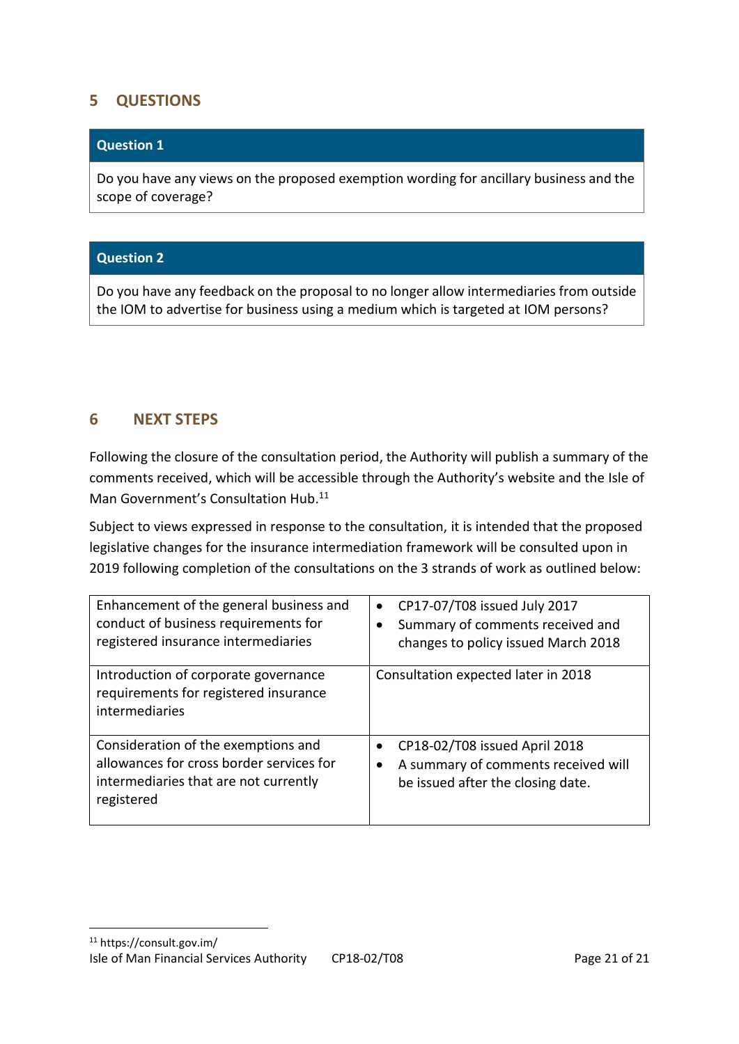## 5 QUESTIONS

| Question 1 |
|---|
| Do you have any views on the proposed exemption wording for ancillary business and the scope of coverage? |

| Question 2 |
|---|
| Do you have any feedback on the proposal to no longer allow intermediaries from outside the IOM to advertise for business using a medium which is targeted at IOM persons? |

## 6 NEXT STEPS

Following the closure of the consultation period, the Authority will publish a summary of the comments received, which will be accessible through the Authority's website and the Isle of Man Government's Consultation Hub.[11]

Subject to views expressed in response to the consultation, it is intended that the proposed legislative changes for the insurance intermediation framework will be consulted upon in 2019 following completion of the consultations on the 3 strands of work as outlined below:

| | |
|---|---|
| Enhancement of the general business and conduct of business requirements for registered insurance intermediaries | • CP17-07/T08 issued July 2017<br>• Summary of comments received and changes to policy issued March 2018 |
| Introduction of corporate governance requirements for registered insurance intermediaries | Consultation expected later in 2018 |
| Consideration of the exemptions and allowances for cross border services for intermediaries that are not currently registered | • CP18-02/T08 issued April 2018<br>• A summary of comments received will be issued after the closing date. |

[11] https://consult.gov.im/